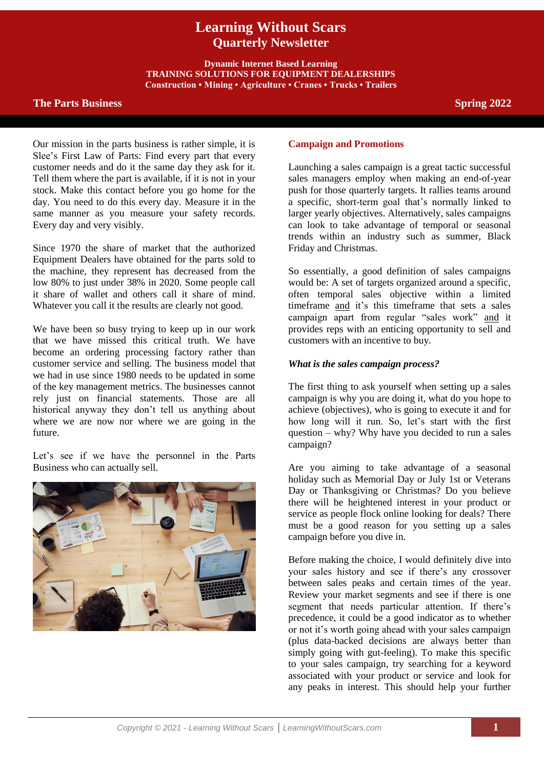# Learning Without Scars
## Quarterly Newsletter

**Dynamic Internet Based Learning**
**TRAINING SOLUTIONS FOR EQUIPMENT DEALERSHIPS**
**Construction • Mining • Agriculture • Cranes • Trucks • Trailers**

**The Parts Business** **Spring 2022**

Our mission in the parts business is rather simple, it is Slee's First Law of Parts: Find every part that every customer needs and do it the same day they ask for it. Tell them where the part is available, if it is not in your stock. Make this contact before you go home for the day. You need to do this every day. Measure it in the same manner as you measure your safety records. Every day and very visibly.

Since 1970 the share of market that the authorized Equipment Dealers have obtained for the parts sold to the machine, they represent has decreased from the low 80% to just under 38% in 2020. Some people call it share of wallet and others call it share of mind. Whatever you call it the results are clearly not good.

We have been so busy trying to keep up in our work that we have missed this critical truth. We have become an ordering processing factory rather than customer service and selling. The business model that we had in use since 1980 needs to be updated in some of the key management metrics. The businesses cannot rely just on financial statements. Those are all historical anyway they don't tell us anything about where we are now nor where we are going in the future.

Let's see if we have the personnel in the Parts Business who can actually sell.

## Campaign and Promotions

Launching a sales campaign is a great tactic successful sales managers employ when making an end-of-year push for those quarterly targets. It rallies teams around a specific, short-term goal that's normally linked to larger yearly objectives. Alternatively, sales campaigns can look to take advantage of temporal or seasonal trends within an industry such as summer, Black Friday and Christmas.

So essentially, a good definition of sales campaigns would be: A set of targets organized around a specific, often temporal sales objective within a limited timeframe <u>and</u> it's this timeframe that sets a sales campaign apart from regular "sales work" <u>and</u> it provides reps with an enticing opportunity to sell and customers with an incentive to buy.

### *What is the sales campaign process?*

The first thing to ask yourself when setting up a sales campaign is why you are doing it, what do you hope to achieve (objectives), who is going to execute it and for how long will it run. So, let's start with the first question – why? Why have you decided to run a sales campaign?

Are you aiming to take advantage of a seasonal holiday such as Memorial Day or July 1st or Veterans Day or Thanksgiving or Christmas? Do you believe there will be heightened interest in your product or service as people flock online looking for deals? There must be a good reason for you setting up a sales campaign before you dive in.

Before making the choice, I would definitely dive into your sales history and see if there's any crossover between sales peaks and certain times of the year. Review your market segments and see if there is one segment that needs particular attention. If there's precedence, it could be a good indicator as to whether or not it's worth going ahead with your sales campaign (plus data-backed decisions are always better than simply going with gut-feeling). To make this specific to your sales campaign, try searching for a keyword associated with your product or service and look for any peaks in interest. This should help your further

Copyright © 2021 - Learning Without Scars | LearningWithoutScars.com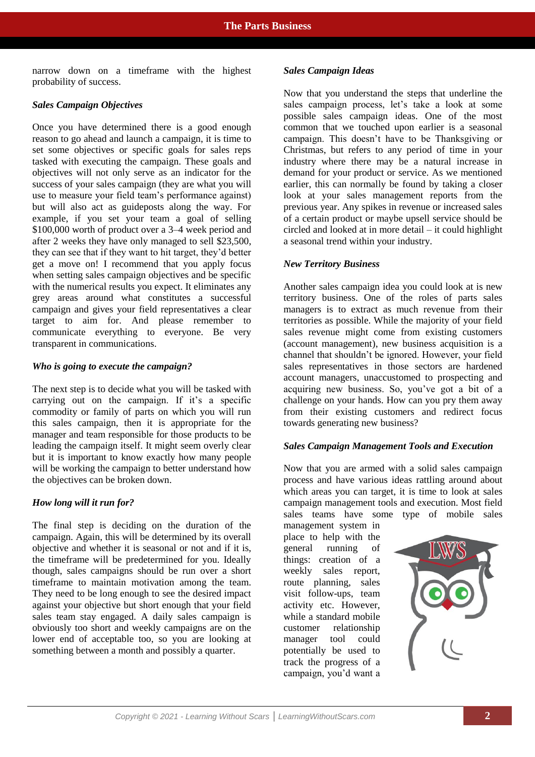narrow down on a timeframe with the highest probability of success.

### *Sales Campaign Objectives*

Once you have determined there is a good enough reason to go ahead and launch a campaign, it is time to set some objectives or specific goals for sales reps tasked with executing the campaign. These goals and objectives will not only serve as an indicator for the success of your sales campaign (they are what you will use to measure your field team's performance against) but will also act as guideposts along the way. For example, if you set your team a goal of selling $100,000 worth of product over a 3–4 week period and after 2 weeks they have only managed to sell $23,500, they can see that if they want to hit target, they'd better get a move on! I recommend that you apply focus when setting sales campaign objectives and be specific with the numerical results you expect. It eliminates any grey areas around what constitutes a successful campaign and gives your field representatives a clear target to aim for. And please remember to communicate everything to everyone. Be very transparent in communications.

### *Who is going to execute the campaign?*

The next step is to decide what you will be tasked with carrying out on the campaign. If it's a specific commodity or family of parts on which you will run this sales campaign, then it is appropriate for the manager and team responsible for those products to be leading the campaign itself. It might seem overly clear but it is important to know exactly how many people will be working the campaign to better understand how the objectives can be broken down.

### *How long will it run for?*

The final step is deciding on the duration of the campaign. Again, this will be determined by its overall objective and whether it is seasonal or not and if it is, the timeframe will be predetermined for you. Ideally though, sales campaigns should be run over a short timeframe to maintain motivation among the team. They need to be long enough to see the desired impact against your objective but short enough that your field sales team stay engaged. A daily sales campaign is obviously too short and weekly campaigns are on the lower end of acceptable too, so you are looking at something between a month and possibly a quarter.

### *Sales Campaign Ideas*

Now that you understand the steps that underline the sales campaign process, let's take a look at some possible sales campaign ideas. One of the most common that we touched upon earlier is a seasonal campaign. This doesn't have to be Thanksgiving or Christmas, but refers to any period of time in your industry where there may be a natural increase in demand for your product or service. As we mentioned earlier, this can normally be found by taking a closer look at your sales management reports from the previous year. Any spikes in revenue or increased sales of a certain product or maybe upsell service should be circled and looked at in more detail – it could highlight a seasonal trend within your industry.

### *New Territory Business*

Another sales campaign idea you could look at is new territory business. One of the roles of parts sales managers is to extract as much revenue from their territories as possible. While the majority of your field sales revenue might come from existing customers (account management), new business acquisition is a channel that shouldn't be ignored. However, your field sales representatives in those sectors are hardened account managers, unaccustomed to prospecting and acquiring new business. So, you've got a bit of a challenge on your hands. How can you pry them away from their existing customers and redirect focus towards generating new business?

### *Sales Campaign Management Tools and Execution*

Now that you are armed with a solid sales campaign process and have various ideas rattling around about which areas you can target, it is time to look at sales campaign management tools and execution. Most field sales teams have some type of mobile sales management system in place to help with the general running of things: creation of a weekly sales report, route planning, sales visit follow-ups, team activity etc. However, while a standard mobile customer relationship manager tool could potentially be used to track the progress of a campaign, you'd want a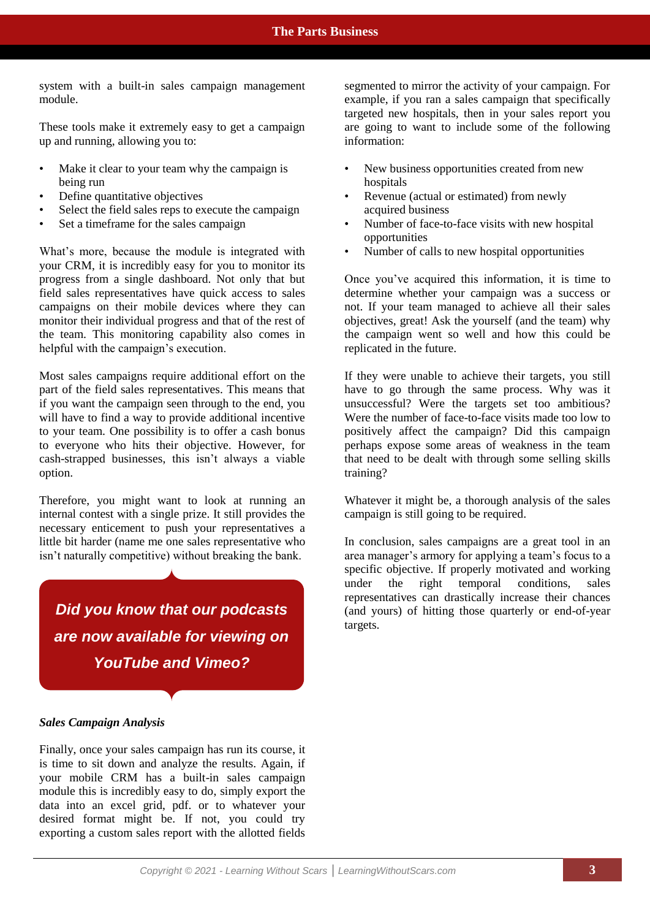system with a built-in sales campaign management module.

These tools make it extremely easy to get a campaign up and running, allowing you to:

- Make it clear to your team why the campaign is being run
- Define quantitative objectives
- Select the field sales reps to execute the campaign
- Set a timeframe for the sales campaign

What's more, because the module is integrated with your CRM, it is incredibly easy for you to monitor its progress from a single dashboard. Not only that but field sales representatives have quick access to sales campaigns on their mobile devices where they can monitor their individual progress and that of the rest of the team. This monitoring capability also comes in helpful with the campaign's execution.

Most sales campaigns require additional effort on the part of the field sales representatives. This means that if you want the campaign seen through to the end, you will have to find a way to provide additional incentive to your team. One possibility is to offer a cash bonus to everyone who hits their objective. However, for cash-strapped businesses, this isn't always a viable option.

Therefore, you might want to look at running an internal contest with a single prize. It still provides the necessary enticement to push your representatives a little bit harder (name me one sales representative who isn't naturally competitive) without breaking the bank.

***Did you know that our podcasts are now available for viewing on YouTube and Vimeo?***

***Sales Campaign Analysis***

Finally, once your sales campaign has run its course, it is time to sit down and analyze the results. Again, if your mobile CRM has a built-in sales campaign module this is incredibly easy to do, simply export the data into an excel grid, pdf. or to whatever your desired format might be. If not, you could try exporting a custom sales report with the allotted fields segmented to mirror the activity of your campaign. For example, if you ran a sales campaign that specifically targeted new hospitals, then in your sales report you are going to want to include some of the following information:

- New business opportunities created from new hospitals
- Revenue (actual or estimated) from newly acquired business
- Number of face-to-face visits with new hospital opportunities
- Number of calls to new hospital opportunities

Once you've acquired this information, it is time to determine whether your campaign was a success or not. If your team managed to achieve all their sales objectives, great! Ask the yourself (and the team) why the campaign went so well and how this could be replicated in the future.

If they were unable to achieve their targets, you still have to go through the same process. Why was it unsuccessful? Were the targets set too ambitious? Were the number of face-to-face visits made too low to positively affect the campaign? Did this campaign perhaps expose some areas of weakness in the team that need to be dealt with through some selling skills training?

Whatever it might be, a thorough analysis of the sales campaign is still going to be required.

In conclusion, sales campaigns are a great tool in an area manager's armory for applying a team's focus to a specific objective. If properly motivated and working under the right temporal conditions, sales representatives can drastically increase their chances (and yours) of hitting those quarterly or end-of-year targets.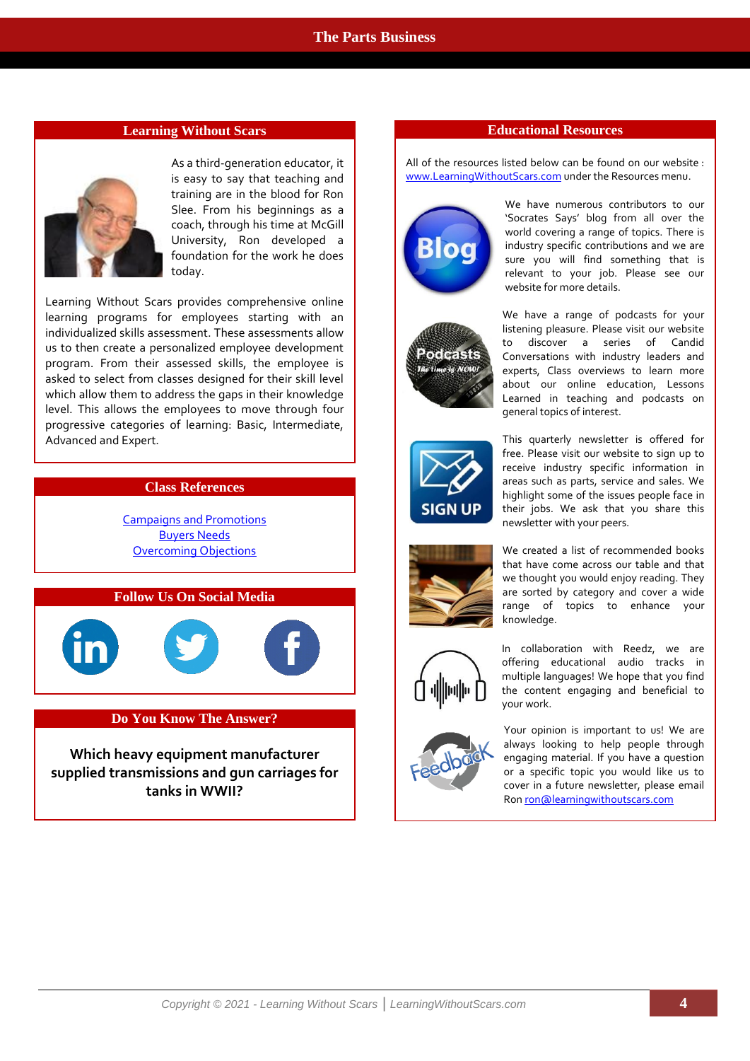## Learning Without Scars

As a third-generation educator, it is easy to say that teaching and training are in the blood for Ron Slee. From his beginnings as a coach, through his time at McGill University, Ron developed a foundation for the work he does today.

Learning Without Scars provides comprehensive online learning programs for employees starting with an individualized skills assessment. These assessments allow us to then create a personalized employee development program. From their assessed skills, the employee is asked to select from classes designed for their skill level which allow them to address the gaps in their knowledge level. This allows the employees to move through four progressive categories of learning: Basic, Intermediate, Advanced and Expert.

## Class References

Campaigns and Promotions
Buyers Needs
Overcoming Objections

## Follow Us On Social Media

## Do You Know The Answer?

**Which heavy equipment manufacturer supplied transmissions and gun carriages for tanks in WWII?**

## Educational Resources

All of the resources listed below can be found on our website : www.LearningWithoutScars.com under the Resources menu.

We have numerous contributors to our 'Socrates Says' blog from all over the world covering a range of topics. There is industry specific contributions and we are sure you will find something that is relevant to your job. Please see our website for more details.

We have a range of podcasts for your listening pleasure. Please visit our website to discover a series of Candid Conversations with industry leaders and experts, Class overviews to learn more about our online education, Lessons Learned in teaching and podcasts on general topics of interest.

This quarterly newsletter is offered for free. Please visit our website to sign up to receive industry specific information in areas such as parts, service and sales. We highlight some of the issues people face in their jobs. We ask that you share this newsletter with your peers.

We created a list of recommended books that have come across our table and that we thought you would enjoy reading. They are sorted by category and cover a wide range of topics to enhance your knowledge.

In collaboration with Reedz, we are offering educational audio tracks in multiple languages! We hope that you find the content engaging and beneficial to your work.

Your opinion is important to us! We are always looking to help people through engaging material. If you have a question or a specific topic you would like us to cover in a future newsletter, please email Ron ron@learningwithoutscars.com